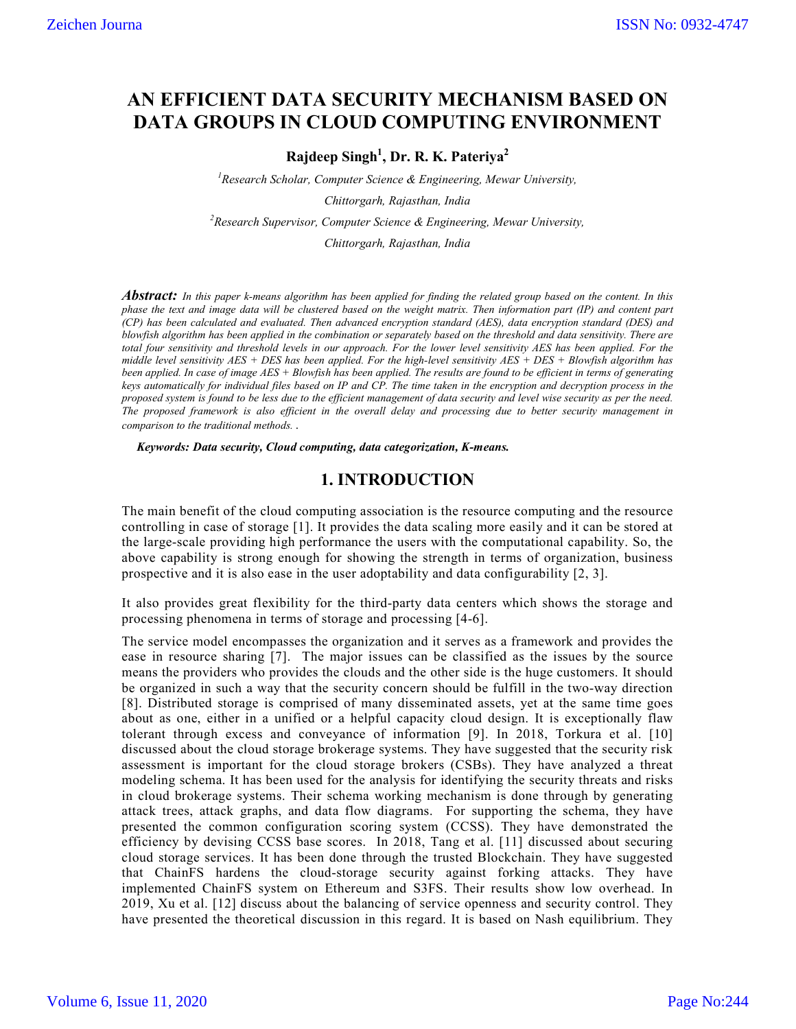# AN EFFICIENT DATA SECURITY MECHANISM BASED ON DATA GROUPS IN CLOUD COMPUTING ENVIRONMENT

**Rajdeep Singh[1], Dr. R. K. Pateriya[2]**

[1]*Research Scholar, Computer Science & Engineering, Mewar University, Chittorgarh, Rajasthan, India*

[2]*Research Supervisor, Computer Science & Engineering, Mewar University, Chittorgarh, Rajasthan, India*

***Abstract:*** *In this paper k-means algorithm has been applied for finding the related group based on the content. In this phase the text and image data will be clustered based on the weight matrix. Then information part (IP) and content part (CP) has been calculated and evaluated. Then advanced encryption standard (AES), data encryption standard (DES) and blowfish algorithm has been applied in the combination or separately based on the threshold and data sensitivity. There are total four sensitivity and threshold levels in our approach. For the lower level sensitivity AES has been applied. For the middle level sensitivity AES + DES has been applied. For the high-level sensitivity AES + DES + Blowfish algorithm has been applied. In case of image AES + Blowfish has been applied. The results are found to be efficient in terms of generating keys automatically for individual files based on IP and CP. The time taken in the encryption and decryption process in the proposed system is found to be less due to the efficient management of data security and level wise security as per the need. The proposed framework is also efficient in the overall delay and processing due to better security management in comparison to the traditional methods. .*

***Keywords: Data security, Cloud computing, data categorization, K-means.***

## 1. INTRODUCTION

The main benefit of the cloud computing association is the resource computing and the resource controlling in case of storage [1]. It provides the data scaling more easily and it can be stored at the large-scale providing high performance the users with the computational capability. So, the above capability is strong enough for showing the strength in terms of organization, business prospective and it is also ease in the user adoptability and data configurability [2, 3].

It also provides great flexibility for the third-party data centers which shows the storage and processing phenomena in terms of storage and processing [4-6].

The service model encompasses the organization and it serves as a framework and provides the ease in resource sharing [7]. The major issues can be classified as the issues by the source means the providers who provides the clouds and the other side is the huge customers. It should be organized in such a way that the security concern should be fulfill in the two-way direction [8]. Distributed storage is comprised of many disseminated assets, yet at the same time goes about as one, either in a unified or a helpful capacity cloud design. It is exceptionally flaw tolerant through excess and conveyance of information [9]. In 2018, Torkura et al. [10] discussed about the cloud storage brokerage systems. They have suggested that the security risk assessment is important for the cloud storage brokers (CSBs). They have analyzed a threat modeling schema. It has been used for the analysis for identifying the security threats and risks in cloud brokerage systems. Their schema working mechanism is done through by generating attack trees, attack graphs, and data flow diagrams. For supporting the schema, they have presented the common configuration scoring system (CCSS). They have demonstrated the efficiency by devising CCSS base scores. In 2018, Tang et al. [11] discussed about securing cloud storage services. It has been done through the trusted Blockchain. They have suggested that ChainFS hardens the cloud-storage security against forking attacks. They have implemented ChainFS system on Ethereum and S3FS. Their results show low overhead. In 2019, Xu et al. [12] discuss about the balancing of service openness and security control. They have presented the theoretical discussion in this regard. It is based on Nash equilibrium. They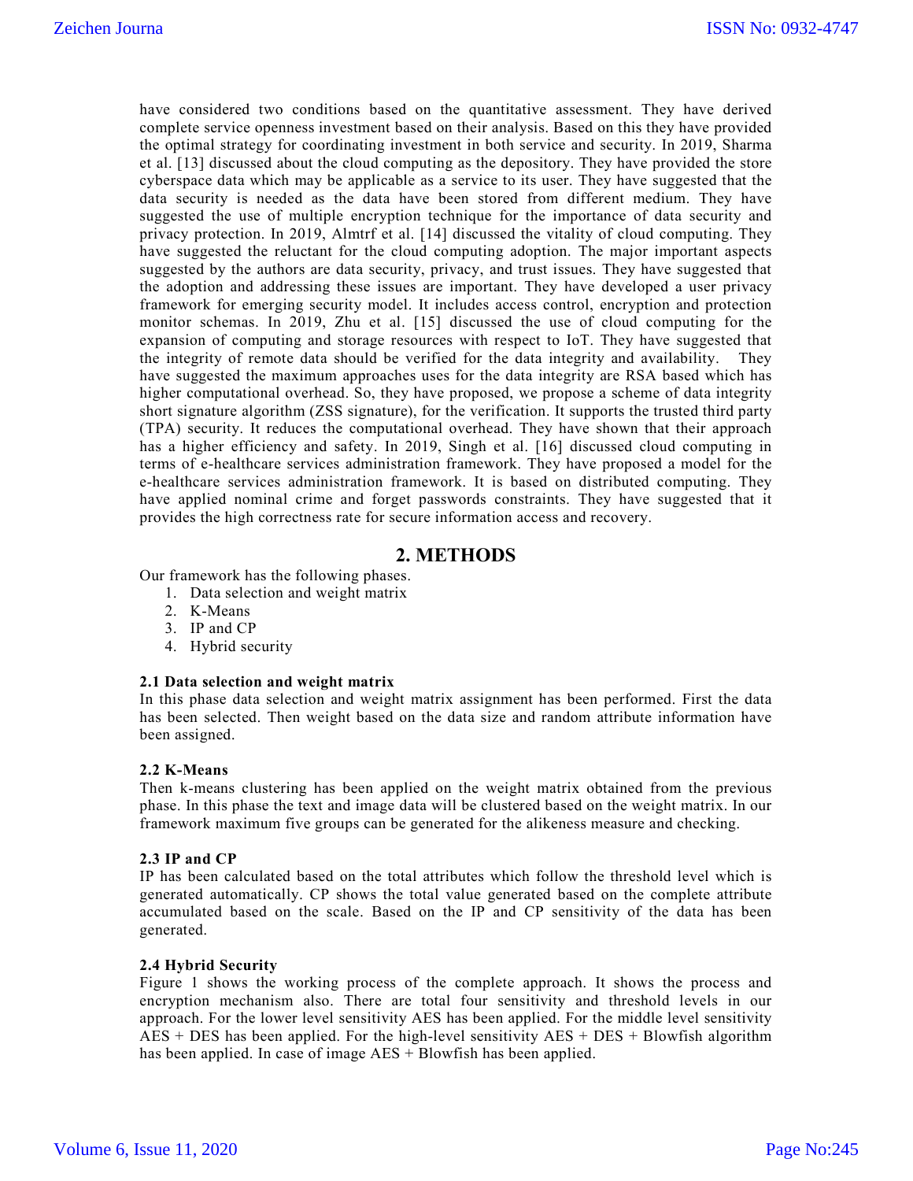have considered two conditions based on the quantitative assessment. They have derived complete service openness investment based on their analysis. Based on this they have provided the optimal strategy for coordinating investment in both service and security. In 2019, Sharma et al. [13] discussed about the cloud computing as the depository. They have provided the store cyberspace data which may be applicable as a service to its user. They have suggested that the data security is needed as the data have been stored from different medium. They have suggested the use of multiple encryption technique for the importance of data security and privacy protection. In 2019, Almtrf et al. [14] discussed the vitality of cloud computing. They have suggested the reluctant for the cloud computing adoption. The major important aspects suggested by the authors are data security, privacy, and trust issues. They have suggested that the adoption and addressing these issues are important. They have developed a user privacy framework for emerging security model. It includes access control, encryption and protection monitor schemas. In 2019, Zhu et al. [15] discussed the use of cloud computing for the expansion of computing and storage resources with respect to IoT. They have suggested that the integrity of remote data should be verified for the data integrity and availability. They have suggested the maximum approaches uses for the data integrity are RSA based which has higher computational overhead. So, they have proposed, we propose a scheme of data integrity short signature algorithm (ZSS signature), for the verification. It supports the trusted third party (TPA) security. It reduces the computational overhead. They have shown that their approach has a higher efficiency and safety. In 2019, Singh et al. [16] discussed cloud computing in terms of e-healthcare services administration framework. They have proposed a model for the e-healthcare services administration framework. It is based on distributed computing. They have applied nominal crime and forget passwords constraints. They have suggested that it provides the high correctness rate for secure information access and recovery.

## 2. METHODS

Our framework has the following phases.

1. Data selection and weight matrix
2. K-Means
3. IP and CP
4. Hybrid security

### 2.1 Data selection and weight matrix

In this phase data selection and weight matrix assignment has been performed. First the data has been selected. Then weight based on the data size and random attribute information have been assigned.

### 2.2 K-Means

Then k-means clustering has been applied on the weight matrix obtained from the previous phase. In this phase the text and image data will be clustered based on the weight matrix. In our framework maximum five groups can be generated for the alikeness measure and checking.

### 2.3 IP and CP

IP has been calculated based on the total attributes which follow the threshold level which is generated automatically. CP shows the total value generated based on the complete attribute accumulated based on the scale. Based on the IP and CP sensitivity of the data has been generated.

### 2.4 Hybrid Security

Figure 1 shows the working process of the complete approach. It shows the process and encryption mechanism also. There are total four sensitivity and threshold levels in our approach. For the lower level sensitivity AES has been applied. For the middle level sensitivity AES + DES has been applied. For the high-level sensitivity AES + DES + Blowfish algorithm has been applied. In case of image AES + Blowfish has been applied.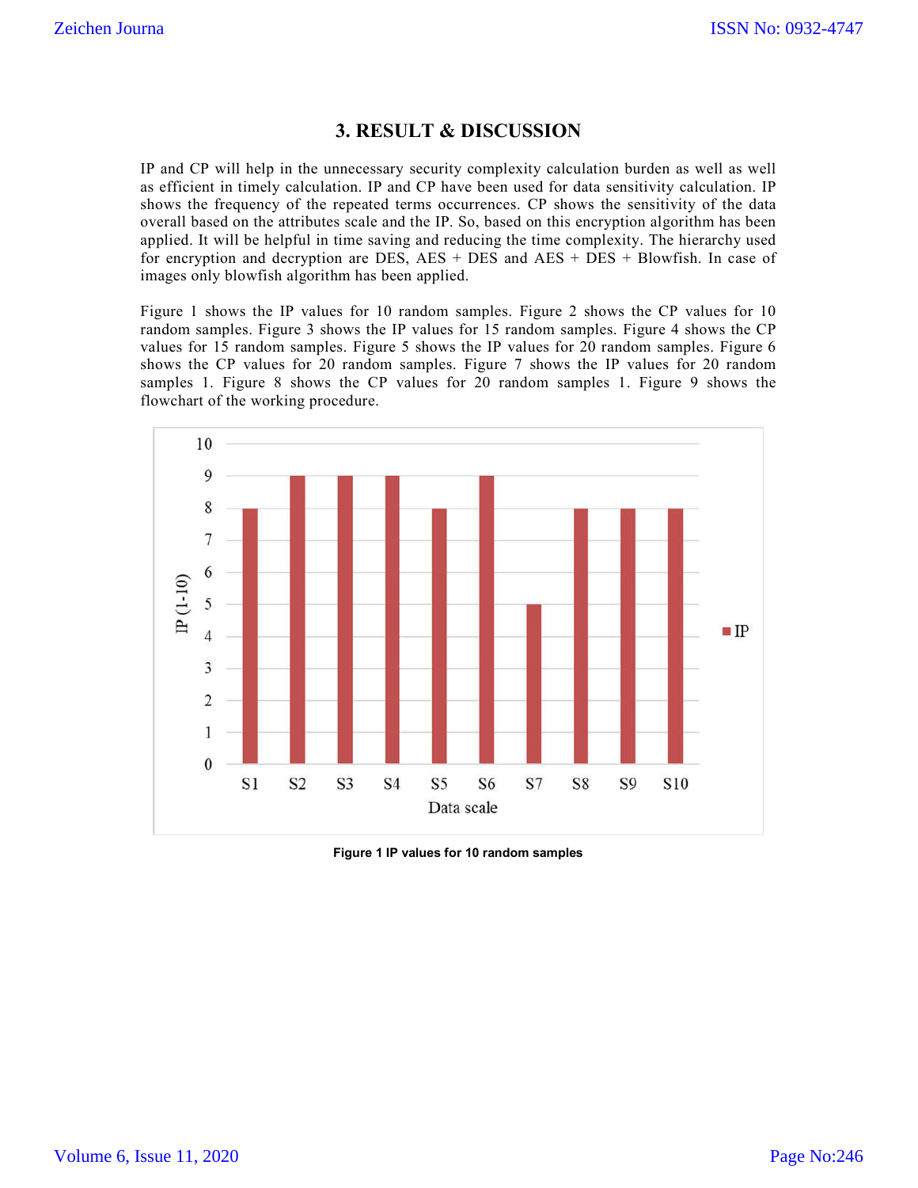## 3. RESULT & DISCUSSION

IP and CP will help in the unnecessary security complexity calculation burden as well as well as efficient in timely calculation. IP and CP have been used for data sensitivity calculation. IP shows the frequency of the repeated terms occurrences. CP shows the sensitivity of the data overall based on the attributes scale and the IP. So, based on this encryption algorithm has been applied. It will be helpful in time saving and reducing the time complexity. The hierarchy used for encryption and decryption are DES, AES + DES and AES + DES + Blowfish. In case of images only blowfish algorithm has been applied.

Figure 1 shows the IP values for 10 random samples. Figure 2 shows the CP values for 10 random samples. Figure 3 shows the IP values for 15 random samples. Figure 4 shows the CP values for 15 random samples. Figure 5 shows the IP values for 20 random samples. Figure 6 shows the CP values for 20 random samples. Figure 7 shows the IP values for 20 random samples 1. Figure 8 shows the CP values for 20 random samples 1. Figure 9 shows the flowchart of the working procedure.

**Figure 1 IP values for 10 random samples**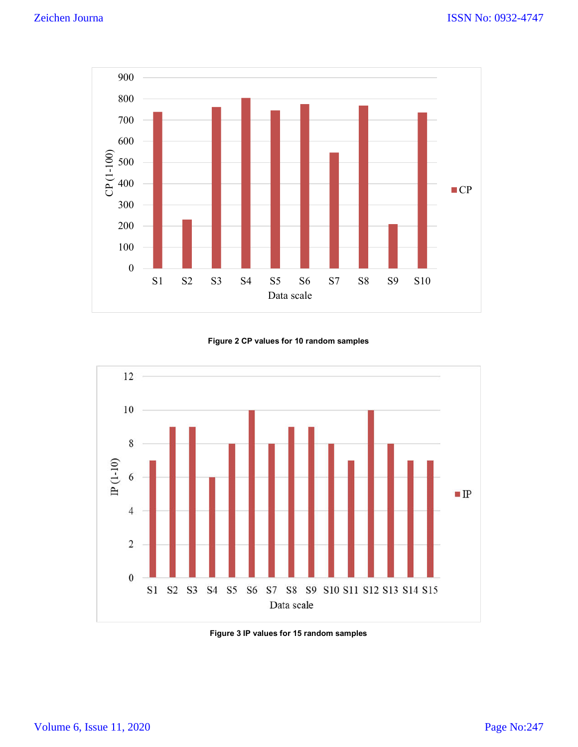Figure 2 CP values for 10 random samples

Figure 3 IP values for 15 random samples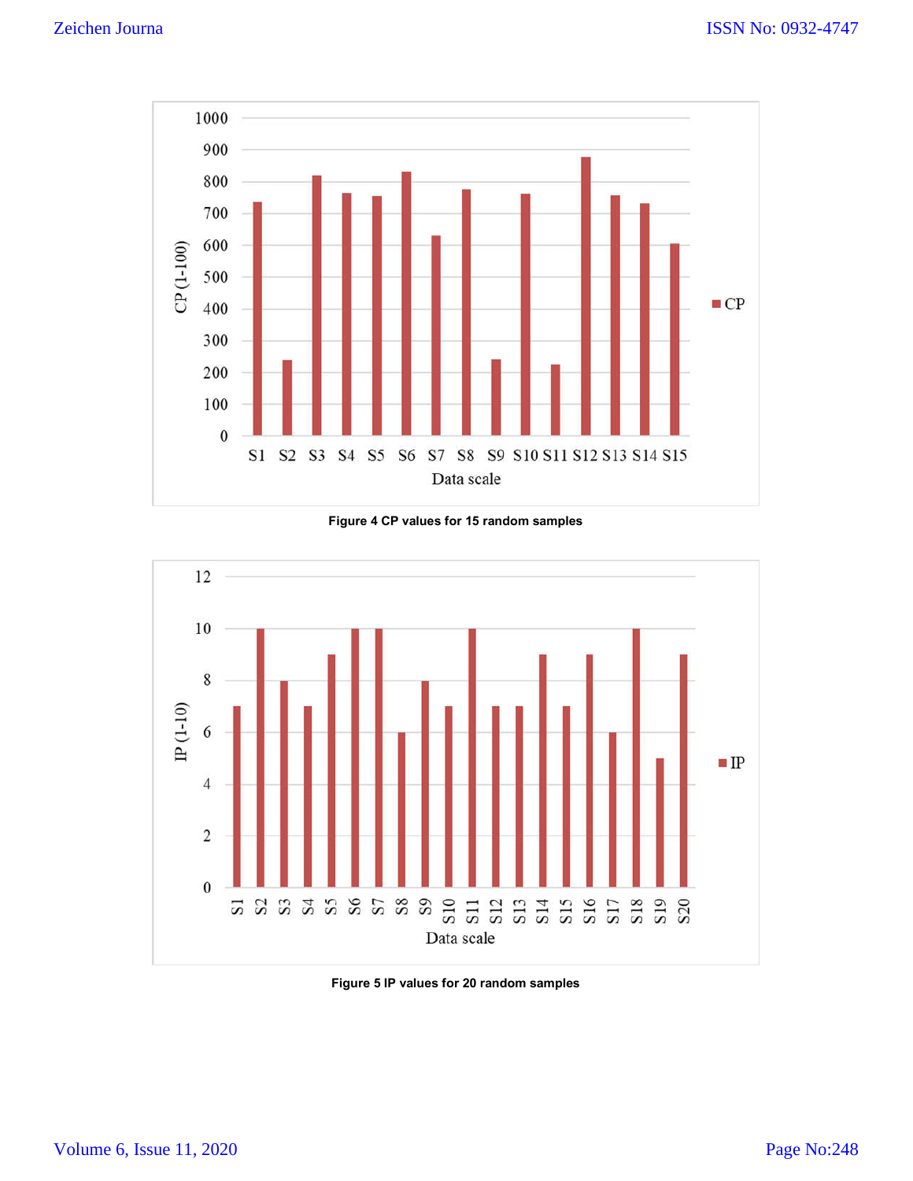Figure 4 CP values for 15 random samples

Figure 5 IP values for 20 random samples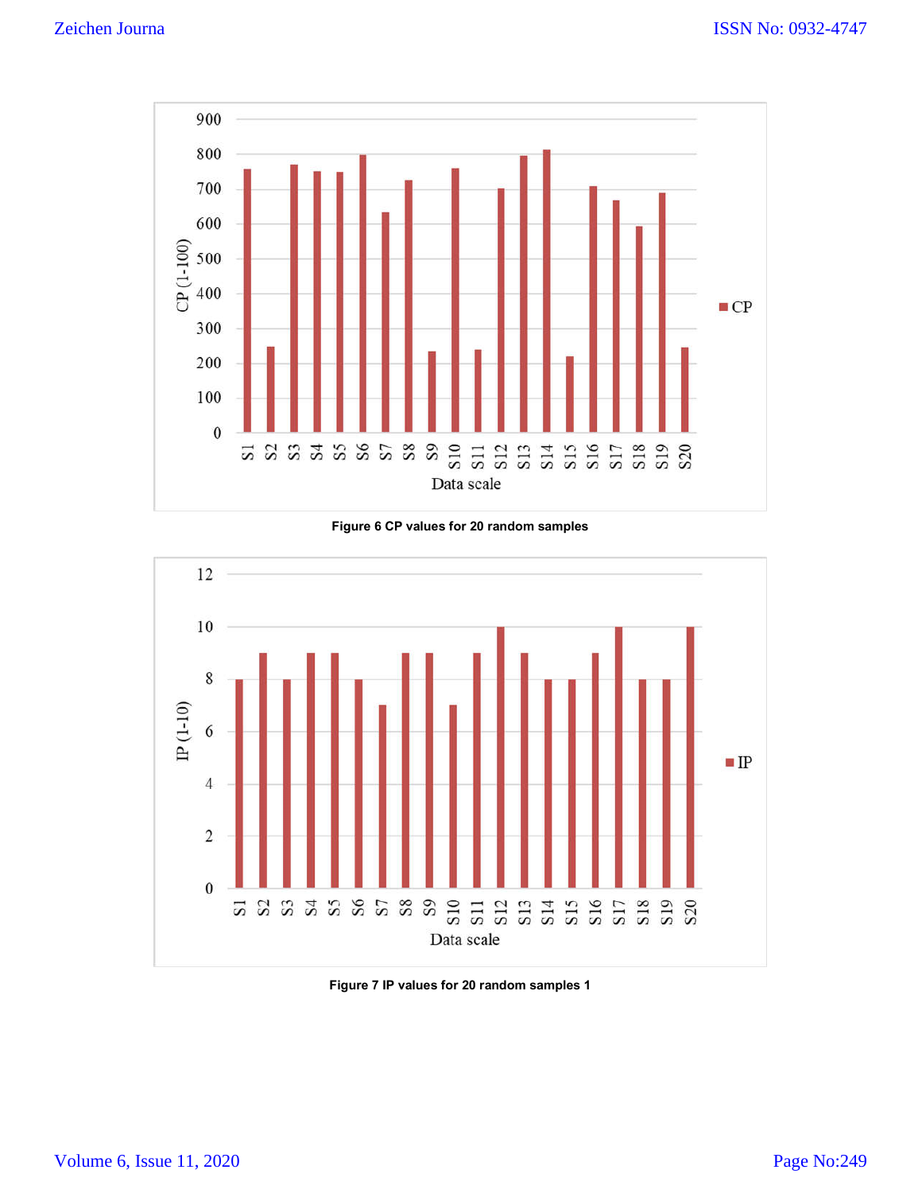Figure 6 CP values for 20 random samples

Figure 7 IP values for 20 random samples 1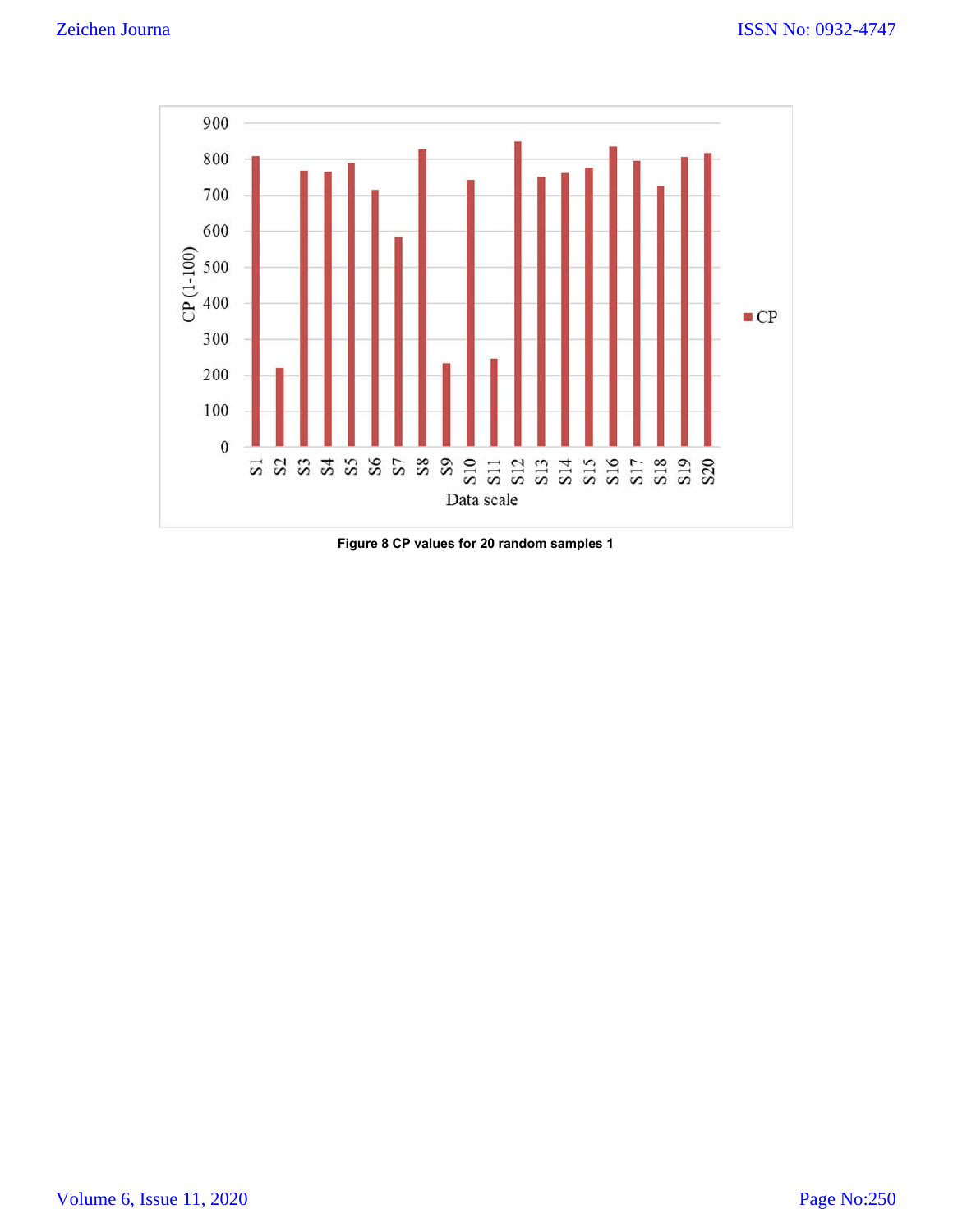Figure 8 CP values for 20 random samples 1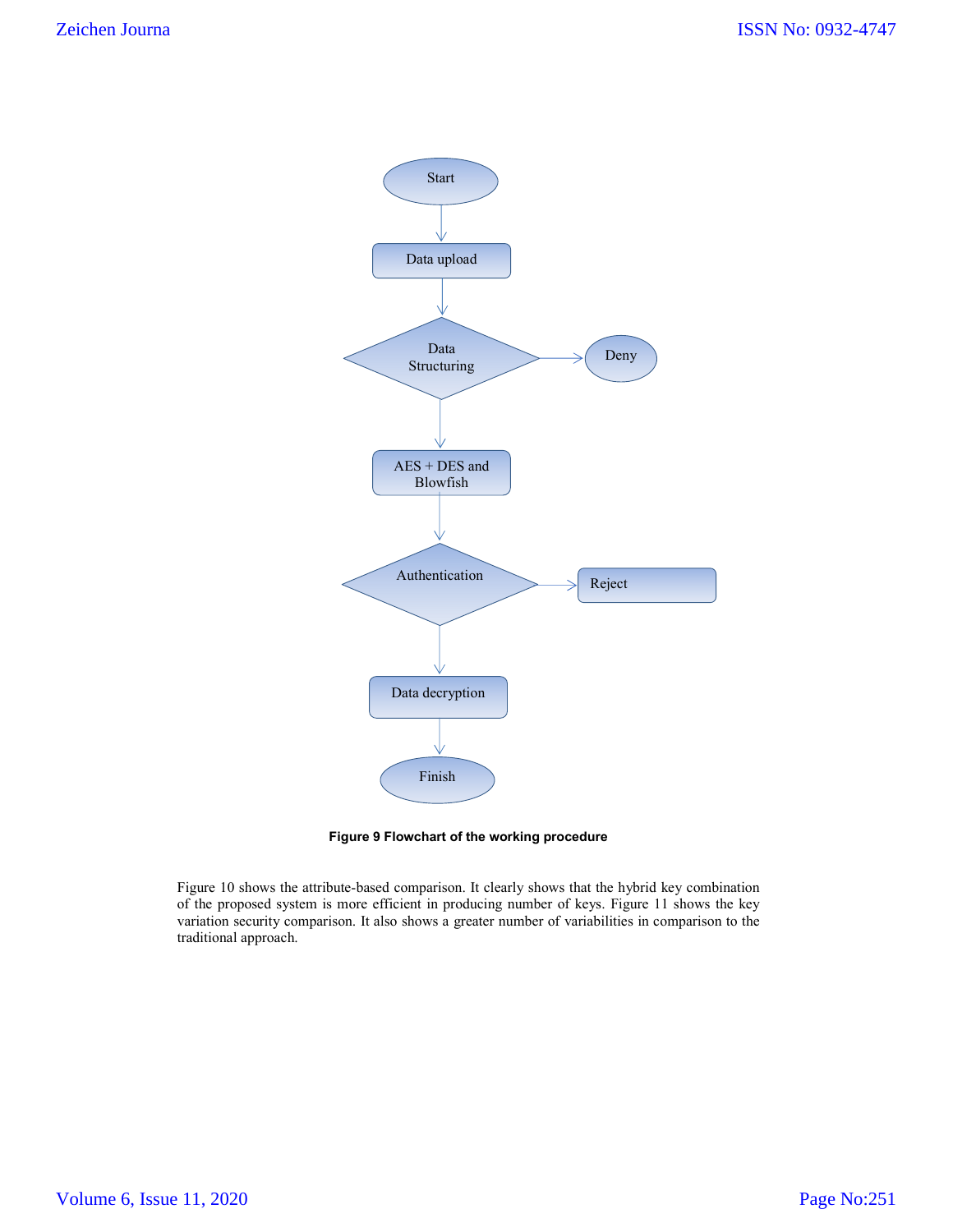Figure 9 Flowchart of the working procedure

Figure 10 shows the attribute-based comparison. It clearly shows that the hybrid key combination of the proposed system is more efficient in producing number of keys. Figure 11 shows the key variation security comparison. It also shows a greater number of variabilities in comparison to the traditional approach.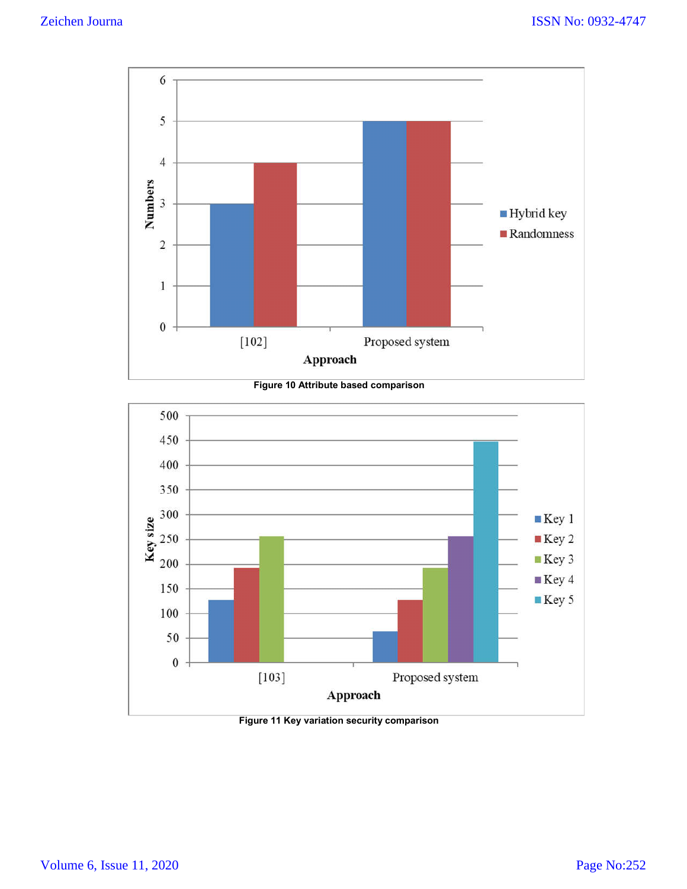Figure 10 Attribute based comparison

Figure 11 Key variation security comparison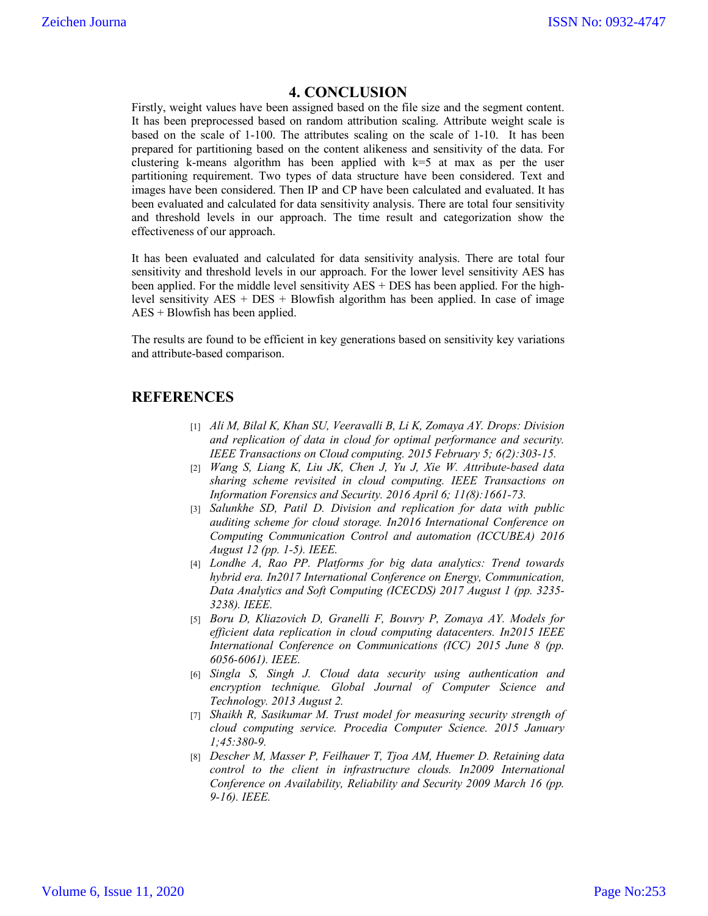## 4. CONCLUSION

Firstly, weight values have been assigned based on the file size and the segment content. It has been preprocessed based on random attribution scaling. Attribute weight scale is based on the scale of 1-100. The attributes scaling on the scale of 1-10. It has been prepared for partitioning based on the content alikeness and sensitivity of the data. For clustering k-means algorithm has been applied with k=5 at max as per the user partitioning requirement. Two types of data structure have been considered. Text and images have been considered. Then IP and CP have been calculated and evaluated. It has been evaluated and calculated for data sensitivity analysis. There are total four sensitivity and threshold levels in our approach. The time result and categorization show the effectiveness of our approach.

It has been evaluated and calculated for data sensitivity analysis. There are total four sensitivity and threshold levels in our approach. For the lower level sensitivity AES has been applied. For the middle level sensitivity AES + DES has been applied. For the high-level sensitivity AES + DES + Blowfish algorithm has been applied. In case of image AES + Blowfish has been applied.

The results are found to be efficient in key generations based on sensitivity key variations and attribute-based comparison.

## REFERENCES

[1] *Ali M, Bilal K, Khan SU, Veeravalli B, Li K, Zomaya AY. Drops: Division and replication of data in cloud for optimal performance and security. IEEE Transactions on Cloud computing. 2015 February 5; 6(2):303-15.*

[2] *Wang S, Liang K, Liu JK, Chen J, Yu J, Xie W. Attribute-based data sharing scheme revisited in cloud computing. IEEE Transactions on Information Forensics and Security. 2016 April 6; 11(8):1661-73.*

[3] *Salunkhe SD, Patil D. Division and replication for data with public auditing scheme for cloud storage. In2016 International Conference on Computing Communication Control and automation (ICCUBEA) 2016 August 12 (pp. 1-5). IEEE.*

[4] *Londhe A, Rao PP. Platforms for big data analytics: Trend towards hybrid era. In2017 International Conference on Energy, Communication, Data Analytics and Soft Computing (ICECDS) 2017 August 1 (pp. 3235-3238). IEEE.*

[5] *Boru D, Kliazovich D, Granelli F, Bouvry P, Zomaya AY. Models for efficient data replication in cloud computing datacenters. In2015 IEEE International Conference on Communications (ICC) 2015 June 8 (pp. 6056-6061). IEEE.*

[6] *Singla S, Singh J. Cloud data security using authentication and encryption technique. Global Journal of Computer Science and Technology. 2013 August 2.*

[7] *Shaikh R, Sasikumar M. Trust model for measuring security strength of cloud computing service. Procedia Computer Science. 2015 January 1;45:380-9.*

[8] *Descher M, Masser P, Feilhauer T, Tjoa AM, Huemer D. Retaining data control to the client in infrastructure clouds. In2009 International Conference on Availability, Reliability and Security 2009 March 16 (pp. 9-16). IEEE.*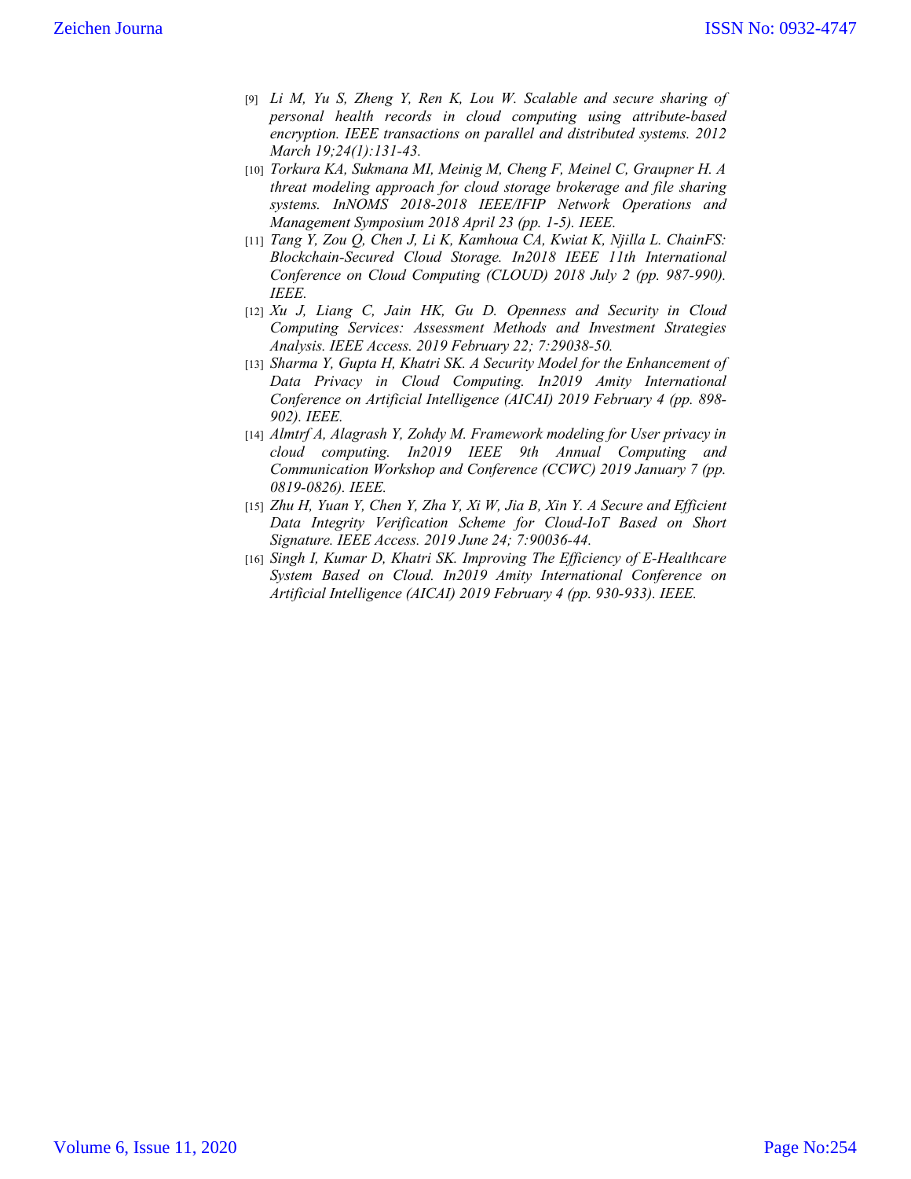[9] *Li M, Yu S, Zheng Y, Ren K, Lou W. Scalable and secure sharing of personal health records in cloud computing using attribute-based encryption. IEEE transactions on parallel and distributed systems. 2012 March 19;24(1):131-43.*

[10] *Torkura KA, Sukmana MI, Meinig M, Cheng F, Meinel C, Graupner H. A threat modeling approach for cloud storage brokerage and file sharing systems. InNOMS 2018-2018 IEEE/IFIP Network Operations and Management Symposium 2018 April 23 (pp. 1-5). IEEE.*

[11] *Tang Y, Zou Q, Chen J, Li K, Kamhoua CA, Kwiat K, Njilla L. ChainFS: Blockchain-Secured Cloud Storage. In2018 IEEE 11th International Conference on Cloud Computing (CLOUD) 2018 July 2 (pp. 987-990). IEEE.*

[12] *Xu J, Liang C, Jain HK, Gu D. Openness and Security in Cloud Computing Services: Assessment Methods and Investment Strategies Analysis. IEEE Access. 2019 February 22; 7:29038-50.*

[13] *Sharma Y, Gupta H, Khatri SK. A Security Model for the Enhancement of Data Privacy in Cloud Computing. In2019 Amity International Conference on Artificial Intelligence (AICAI) 2019 February 4 (pp. 898-902). IEEE.*

[14] *Almtrf A, Alagrash Y, Zohdy M. Framework modeling for User privacy in cloud computing. In2019 IEEE 9th Annual Computing and Communication Workshop and Conference (CCWC) 2019 January 7 (pp. 0819-0826). IEEE.*

[15] *Zhu H, Yuan Y, Chen Y, Zha Y, Xi W, Jia B, Xin Y. A Secure and Efficient Data Integrity Verification Scheme for Cloud-IoT Based on Short Signature. IEEE Access. 2019 June 24; 7:90036-44.*

[16] *Singh I, Kumar D, Khatri SK. Improving The Efficiency of E-Healthcare System Based on Cloud. In2019 Amity International Conference on Artificial Intelligence (AICAI) 2019 February 4 (pp. 930-933). IEEE.*